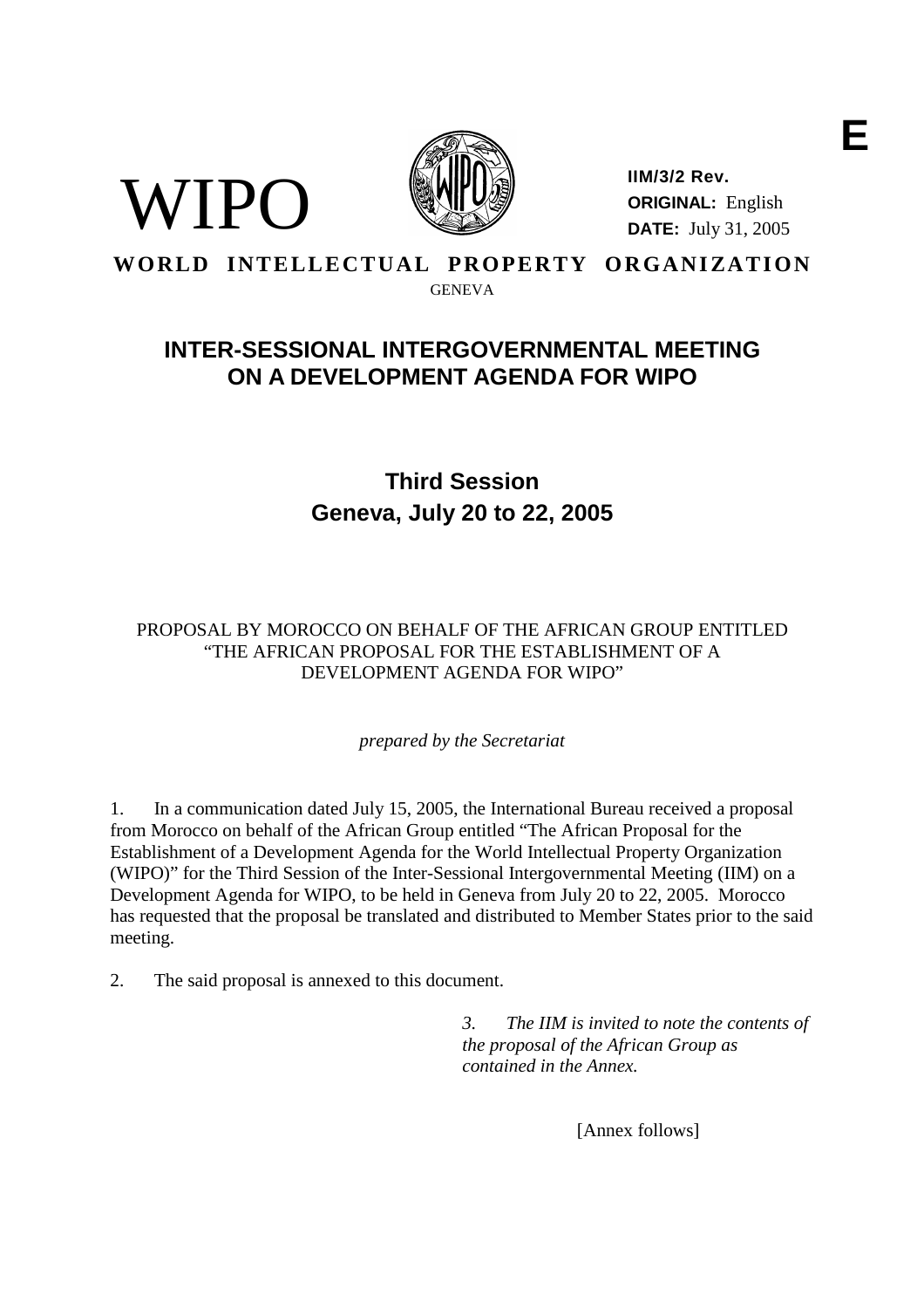E

WIPO

**IIM/3/2 Rev.**
**ORIGINAL:** English
**DATE:** July 31, 2005

**WORLD INTELLECTUAL PROPERTY ORGANIZATION**
GENEVA

# INTER-SESSIONAL INTERGOVERNMENTAL MEETING ON A DEVELOPMENT AGENDA FOR WIPO

## Third Session
## Geneva, July 20 to 22, 2005

PROPOSAL BY MOROCCO ON BEHALF OF THE AFRICAN GROUP ENTITLED "THE AFRICAN PROPOSAL FOR THE ESTABLISHMENT OF A DEVELOPMENT AGENDA FOR WIPO"

*prepared by the Secretariat*

1. In a communication dated July 15, 2005, the International Bureau received a proposal from Morocco on behalf of the African Group entitled "The African Proposal for the Establishment of a Development Agenda for the World Intellectual Property Organization (WIPO)" for the Third Session of the Inter-Sessional Intergovernmental Meeting (IIM) on a Development Agenda for WIPO, to be held in Geneva from July 20 to 22, 2005. Morocco has requested that the proposal be translated and distributed to Member States prior to the said meeting.

2. The said proposal is annexed to this document.

*3. The IIM is invited to note the contents of the proposal of the African Group as contained in the Annex.*

[Annex follows]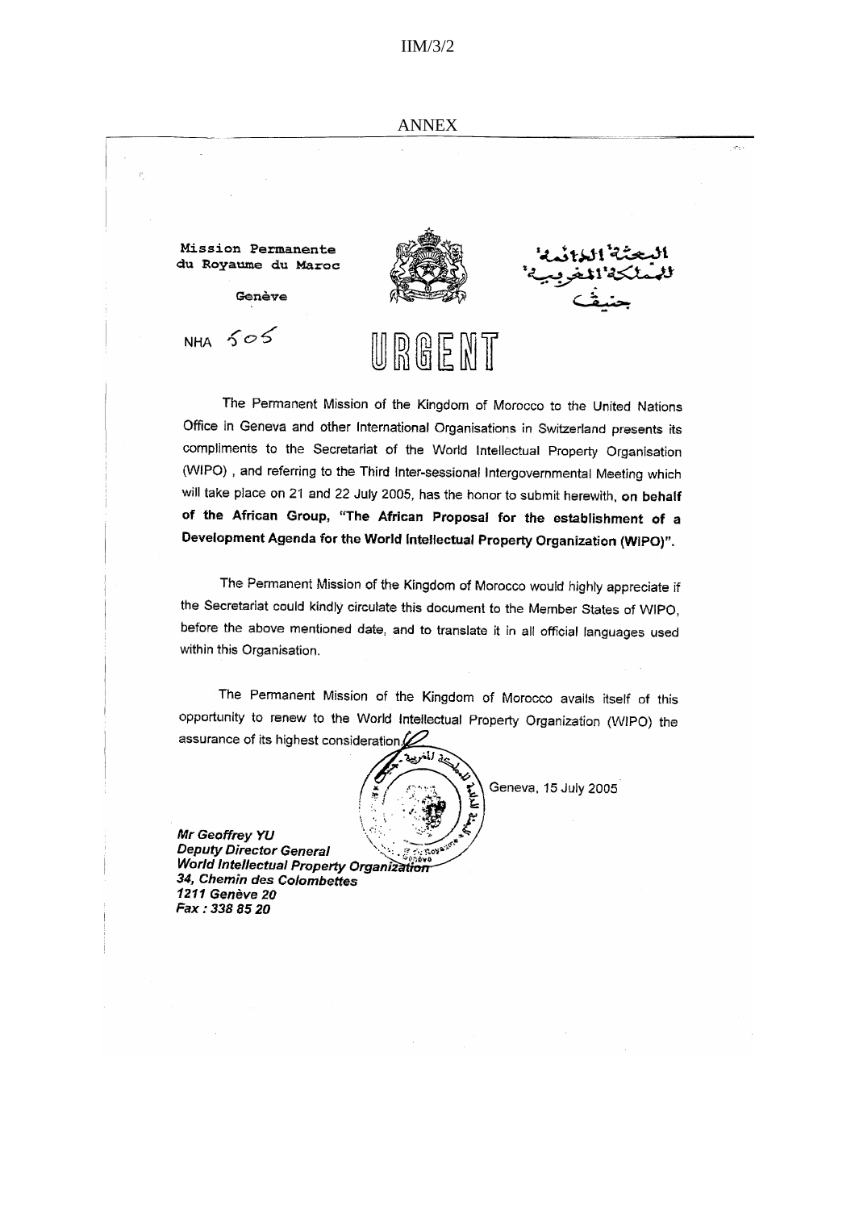IIM/3/2

ANNEX

Mission Permanente
du Royaume du Maroc

Genève

البعثة الدائمة
للمملكة المغربية
جنيف

NHA 505

URGENT

The Permanent Mission of the Kingdom of Morocco to the United Nations Office in Geneva and other International Organisations in Switzerland presents its compliments to the Secretariat of the World Intellectual Property Organisation (WIPO) , and referring to the Third Inter-sessional Intergovernmental Meeting which will take place on 21 and 22 July 2005, has the honor to submit herewith, **on behalf of the African Group, "The African Proposal for the establishment of a Development Agenda for the World Intellectual Property Organization (WIPO)".**

The Permanent Mission of the Kingdom of Morocco would highly appreciate if the Secretariat could kindly circulate this document to the Member States of WIPO, before the above mentioned date, and to translate it in all official languages used within this Organisation.

The Permanent Mission of the Kingdom of Morocco avails itself of this opportunity to renew to the World Intellectual Property Organization (WIPO) the assurance of its highest consideration.

Geneva, 15 July 2005

***Mr Geoffrey YU***
***Deputy Director General***
***World Intellectual Property Organization***
***34, Chemin des Colombettes***
***1211 Genève 20***
***Fax : 338 85 20***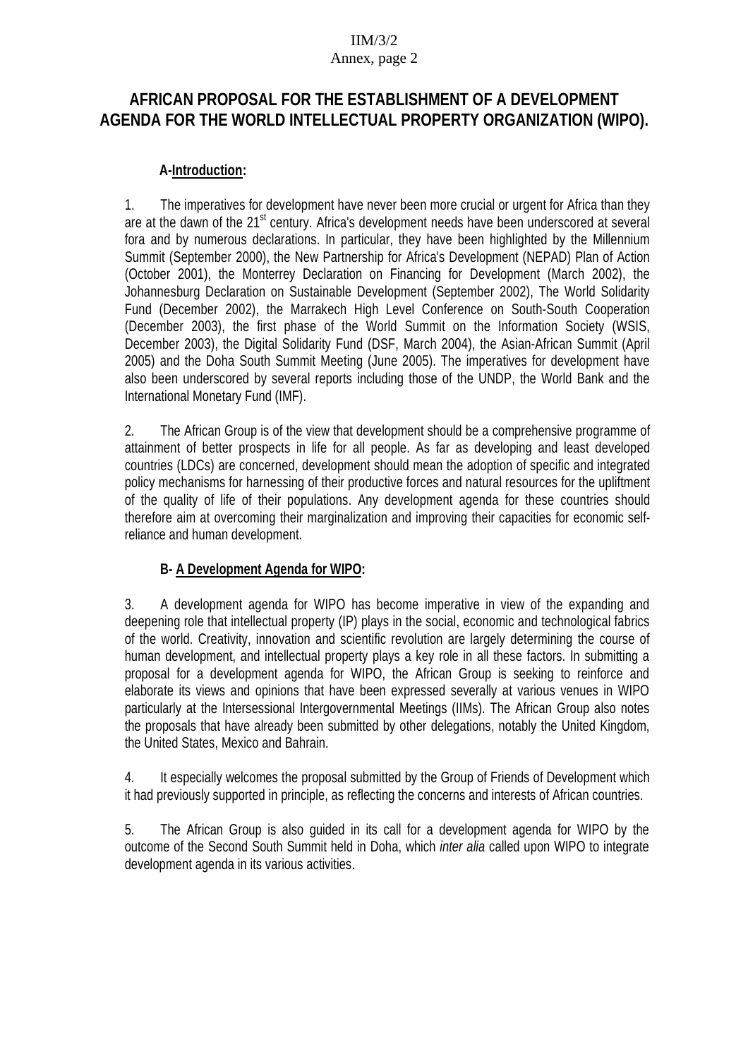# AFRICAN PROPOSAL FOR THE ESTABLISHMENT OF A DEVELOPMENT AGENDA FOR THE WORLD INTELLECTUAL PROPERTY ORGANIZATION (WIPO).

## A-Introduction:

1. The imperatives for development have never been more crucial or urgent for Africa than they are at the dawn of the 21st century. Africa's development needs have been underscored at several fora and by numerous declarations. In particular, they have been highlighted by the Millennium Summit (September 2000), the New Partnership for Africa's Development (NEPAD) Plan of Action (October 2001), the Monterrey Declaration on Financing for Development (March 2002), the Johannesburg Declaration on Sustainable Development (September 2002), The World Solidarity Fund (December 2002), the Marrakech High Level Conference on South-South Cooperation (December 2003), the first phase of the World Summit on the Information Society (WSIS, December 2003), the Digital Solidarity Fund (DSF, March 2004), the Asian-African Summit (April 2005) and the Doha South Summit Meeting (June 2005). The imperatives for development have also been underscored by several reports including those of the UNDP, the World Bank and the International Monetary Fund (IMF).

2. The African Group is of the view that development should be a comprehensive programme of attainment of better prospects in life for all people. As far as developing and least developed countries (LDCs) are concerned, development should mean the adoption of specific and integrated policy mechanisms for harnessing of their productive forces and natural resources for the upliftment of the quality of life of their populations. Any development agenda for these countries should therefore aim at overcoming their marginalization and improving their capacities for economic self-reliance and human development.

## B- A Development Agenda for WIPO:

3. A development agenda for WIPO has become imperative in view of the expanding and deepening role that intellectual property (IP) plays in the social, economic and technological fabrics of the world. Creativity, innovation and scientific revolution are largely determining the course of human development, and intellectual property plays a key role in all these factors. In submitting a proposal for a development agenda for WIPO, the African Group is seeking to reinforce and elaborate its views and opinions that have been expressed severally at various venues in WIPO particularly at the Intersessional Intergovernmental Meetings (IIMs). The African Group also notes the proposals that have already been submitted by other delegations, notably the United Kingdom, the United States, Mexico and Bahrain.

4. It especially welcomes the proposal submitted by the Group of Friends of Development which it had previously supported in principle, as reflecting the concerns and interests of African countries.

5. The African Group is also guided in its call for a development agenda for WIPO by the outcome of the Second South Summit held in Doha, which *inter alia* called upon WIPO to integrate development agenda in its various activities.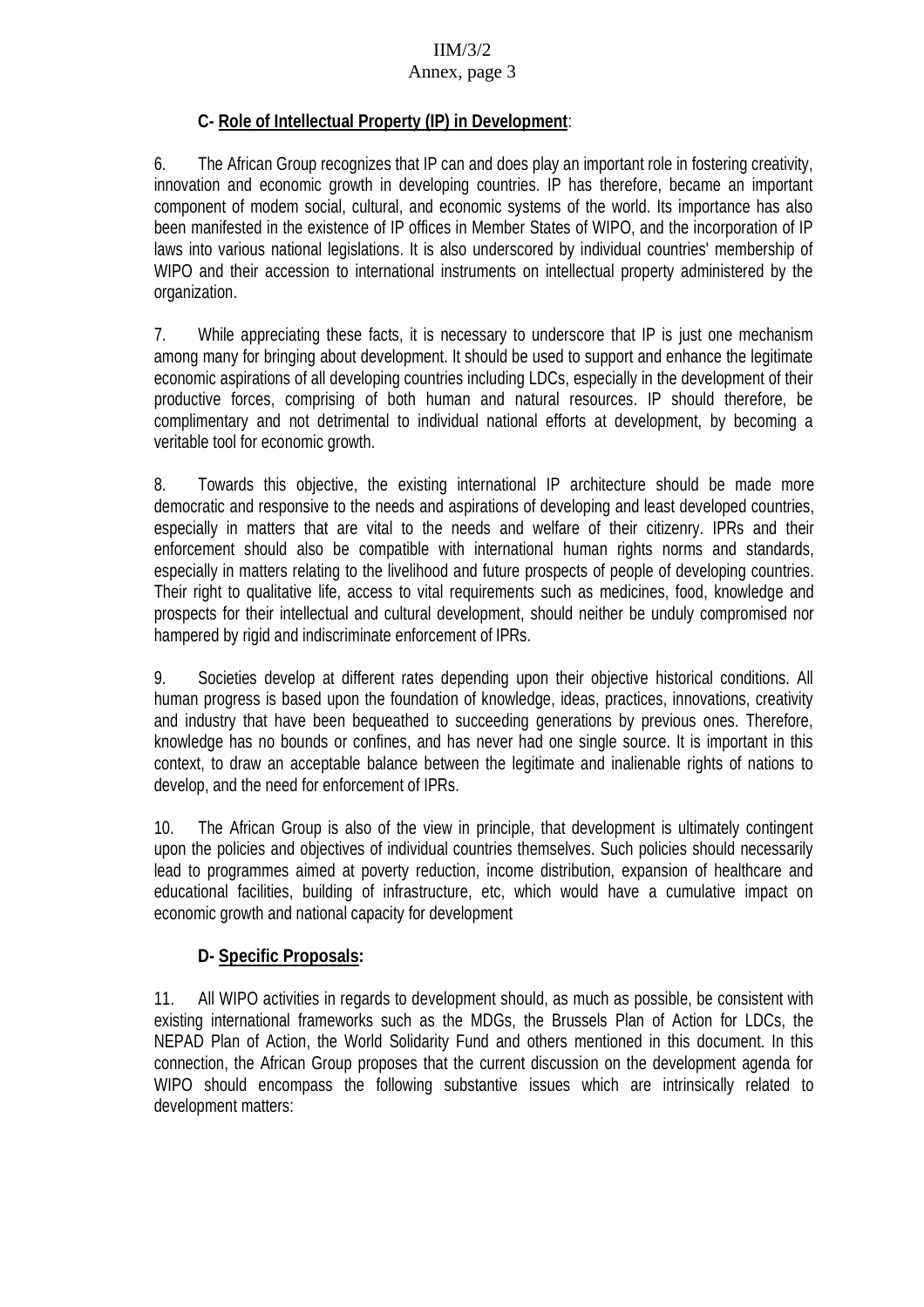### C- <u>Role of Intellectual Property (IP) in Development</u>:

6. The African Group recognizes that IP can and does play an important role in fostering creativity, innovation and economic growth in developing countries. IP has therefore, became an important component of modem social, cultural, and economic systems of the world. Its importance has also been manifested in the existence of IP offices in Member States of WIPO, and the incorporation of IP laws into various national legislations. It is also underscored by individual countries' membership of WIPO and their accession to international instruments on intellectual property administered by the organization.

7. While appreciating these facts, it is necessary to underscore that IP is just one mechanism among many for bringing about development. It should be used to support and enhance the legitimate economic aspirations of all developing countries including LDCs, especially in the development of their productive forces, comprising of both human and natural resources. IP should therefore, be complimentary and not detrimental to individual national efforts at development, by becoming a veritable tool for economic growth.

8. Towards this objective, the existing international IP architecture should be made more democratic and responsive to the needs and aspirations of developing and least developed countries, especially in matters that are vital to the needs and welfare of their citizenry. IPRs and their enforcement should also be compatible with international human rights norms and standards, especially in matters relating to the livelihood and future prospects of people of developing countries. Their right to qualitative life, access to vital requirements such as medicines, food, knowledge and prospects for their intellectual and cultural development, should neither be unduly compromised nor hampered by rigid and indiscriminate enforcement of IPRs.

9. Societies develop at different rates depending upon their objective historical conditions. All human progress is based upon the foundation of knowledge, ideas, practices, innovations, creativity and industry that have been bequeathed to succeeding generations by previous ones. Therefore, knowledge has no bounds or confines, and has never had one single source. It is important in this context, to draw an acceptable balance between the legitimate and inalienable rights of nations to develop, and the need for enforcement of IPRs.

10. The African Group is also of the view in principle, that development is ultimately contingent upon the policies and objectives of individual countries themselves. Such policies should necessarily lead to programmes aimed at poverty reduction, income distribution, expansion of healthcare and educational facilities, building of infrastructure, etc, which would have a cumulative impact on economic growth and national capacity for development

### D- <u>Specific Proposals:</u>

11. All WIPO activities in regards to development should, as much as possible, be consistent with existing international frameworks such as the MDGs, the Brussels Plan of Action for LDCs, the NEPAD Plan of Action, the World Solidarity Fund and others mentioned in this document. In this connection, the African Group proposes that the current discussion on the development agenda for WIPO should encompass the following substantive issues which are intrinsically related to development matters: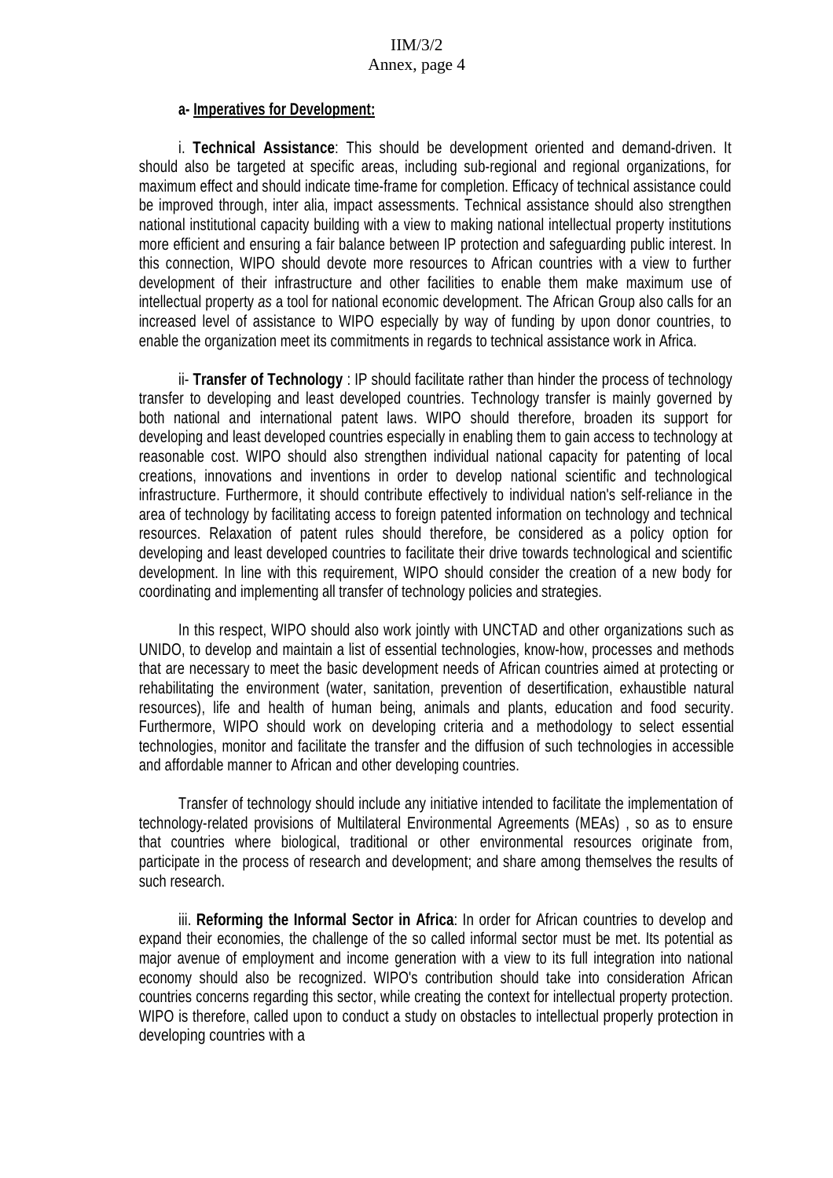**a- Imperatives for Development:**

i. **Technical Assistance**: This should be development oriented and demand-driven. It should also be targeted at specific areas, including sub-regional and regional organizations, for maximum effect and should indicate time-frame for completion. Efficacy of technical assistance could be improved through, inter alia, impact assessments. Technical assistance should also strengthen national institutional capacity building with a view to making national intellectual property institutions more efficient and ensuring a fair balance between IP protection and safeguarding public interest. In this connection, WIPO should devote more resources to African countries with a view to further development of their infrastructure and other facilities to enable them make maximum use of intellectual property *as* a tool for national economic development. The African Group also calls for an increased level of assistance to WIPO especially by way of funding by upon donor countries, to enable the organization meet its commitments in regards to technical assistance work in Africa.

ii- **Transfer of Technology** : IP should facilitate rather than hinder the process of technology transfer to developing and least developed countries. Technology transfer is mainly governed by both national and international patent laws. WIPO should therefore, broaden its support for developing and least developed countries especially in enabling them to gain access to technology at reasonable cost. WIPO should also strengthen individual national capacity for patenting of local creations, innovations and inventions in order to develop national scientific and technological infrastructure. Furthermore, it should contribute effectively to individual nation's self-reliance in the area of technology by facilitating access to foreign patented information on technology and technical resources. Relaxation of patent rules should therefore, be considered as a policy option for developing and least developed countries to facilitate their drive towards technological and scientific development. In line with this requirement, WIPO should consider the creation of a new body for coordinating and implementing all transfer of technology policies and strategies.

In this respect, WIPO should also work jointly with UNCTAD and other organizations such as UNIDO, to develop and maintain a list of essential technologies, know-how, processes and methods that are necessary to meet the basic development needs of African countries aimed at protecting or rehabilitating the environment (water, sanitation, prevention of desertification, exhaustible natural resources), life and health of human being, animals and plants, education and food security. Furthermore, WIPO should work on developing criteria and a methodology to select essential technologies, monitor and facilitate the transfer and the diffusion of such technologies in accessible and affordable manner to African and other developing countries.

Transfer of technology should include any initiative intended to facilitate the implementation of technology-related provisions of Multilateral Environmental Agreements (MEAs) , so as to ensure that countries where biological, traditional or other environmental resources originate from, participate in the process of research and development; and share among themselves the results of such research.

iii. **Reforming the Informal Sector in Africa**: In order for African countries to develop and expand their economies, the challenge of the so called informal sector must be met. Its potential as major avenue of employment and income generation with a view to its full integration into national economy should also be recognized. WIPO's contribution should take into consideration African countries concerns regarding this sector, while creating the context for intellectual property protection. WIPO is therefore, called upon to conduct a study on obstacles to intellectual properly protection in developing countries with a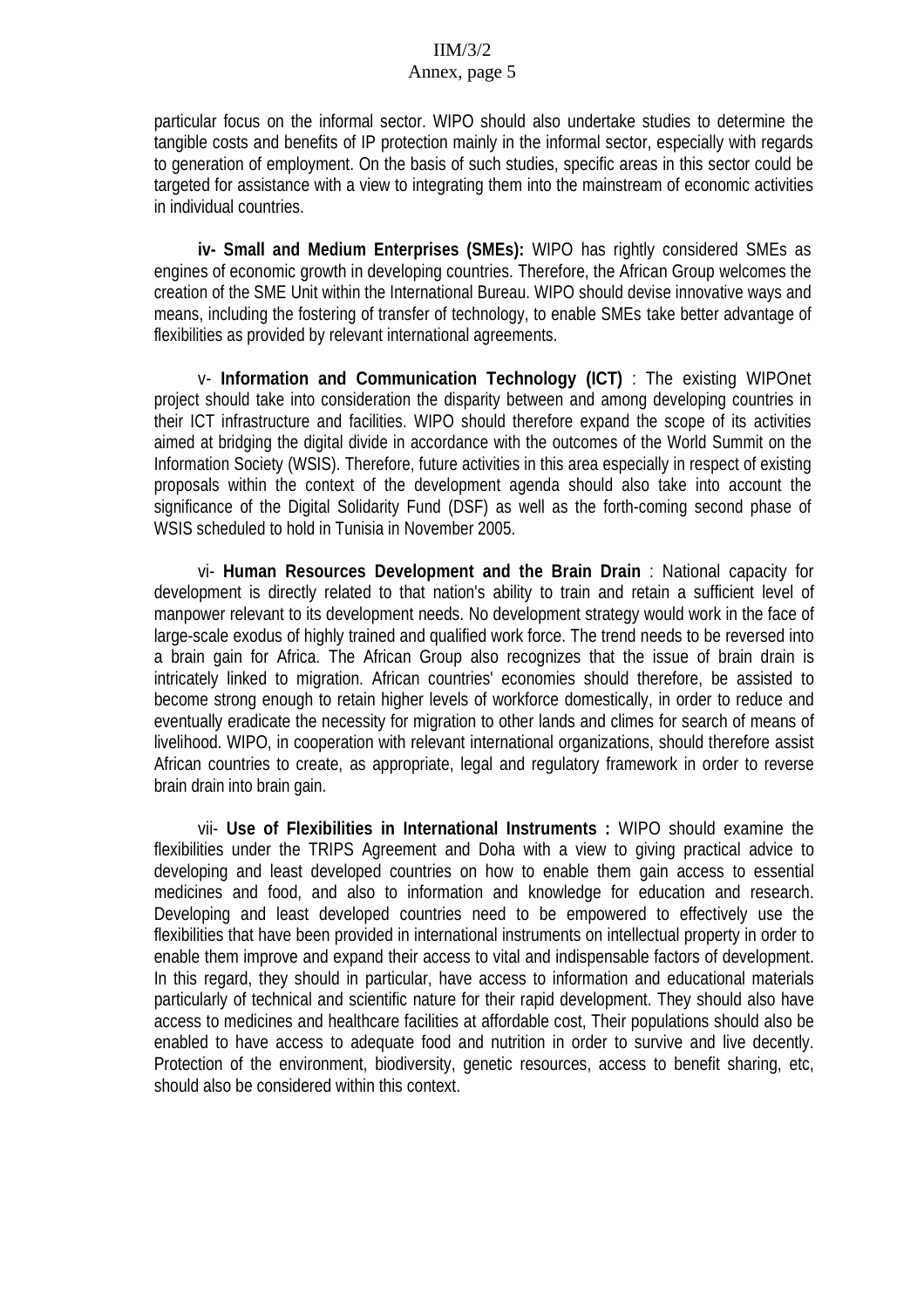particular focus on the informal sector. WIPO should also undertake studies to determine the tangible costs and benefits of IP protection mainly in the informal sector, especially with regards to generation of employment. On the basis of such studies, specific areas in this sector could be targeted for assistance with a view to integrating them into the mainstream of economic activities in individual countries.

**iv- Small and Medium Enterprises (SMEs):** WIPO has rightly considered SMEs as engines of economic growth in developing countries. Therefore, the African Group welcomes the creation of the SME Unit within the International Bureau. WIPO should devise innovative ways and means, including the fostering of transfer of technology, to enable SMEs take better advantage of flexibilities as provided by relevant international agreements.

v- **Information and Communication Technology (ICT)** : The existing WIPOnet project should take into consideration the disparity between and among developing countries in their ICT infrastructure and facilities. WIPO should therefore expand the scope of its activities aimed at bridging the digital divide in accordance with the outcomes of the World Summit on the Information Society (WSIS). Therefore, future activities in this area especially in respect of existing proposals within the context of the development agenda should also take into account the significance of the Digital Solidarity Fund (DSF) as well as the forth-coming second phase of WSIS scheduled to hold in Tunisia in November 2005.

vi- **Human Resources Development and the Brain Drain** : National capacity for development is directly related to that nation's ability to train and retain a sufficient level of manpower relevant to its development needs. No development strategy would work in the face of large-scale exodus of highly trained and qualified work force. The trend needs to be reversed into a brain gain for Africa. The African Group also recognizes that the issue of brain drain is intricately linked to migration. African countries' economies should therefore, be assisted to become strong enough to retain higher levels of workforce domestically, in order to reduce and eventually eradicate the necessity for migration to other lands and climes for search of means of livelihood. WIPO, in cooperation with relevant international organizations, should therefore assist African countries to create, as appropriate, legal and regulatory framework in order to reverse brain drain into brain gain.

vii- **Use of Flexibilities in International Instruments :** WIPO should examine the flexibilities under the TRIPS Agreement and Doha with a view to giving practical advice to developing and least developed countries on how to enable them gain access to essential medicines and food, and also to information and knowledge for education and research. Developing and least developed countries need to be empowered to effectively use the flexibilities that have been provided in international instruments on intellectual property in order to enable them improve and expand their access to vital and indispensable factors of development. In this regard, they should in particular, have access to information and educational materials particularly of technical and scientific nature for their rapid development. They should also have access to medicines and healthcare facilities at affordable cost, Their populations should also be enabled to have access to adequate food and nutrition in order to survive and live decently. Protection of the environment, biodiversity, genetic resources, access to benefit sharing, etc, should also be considered within this context.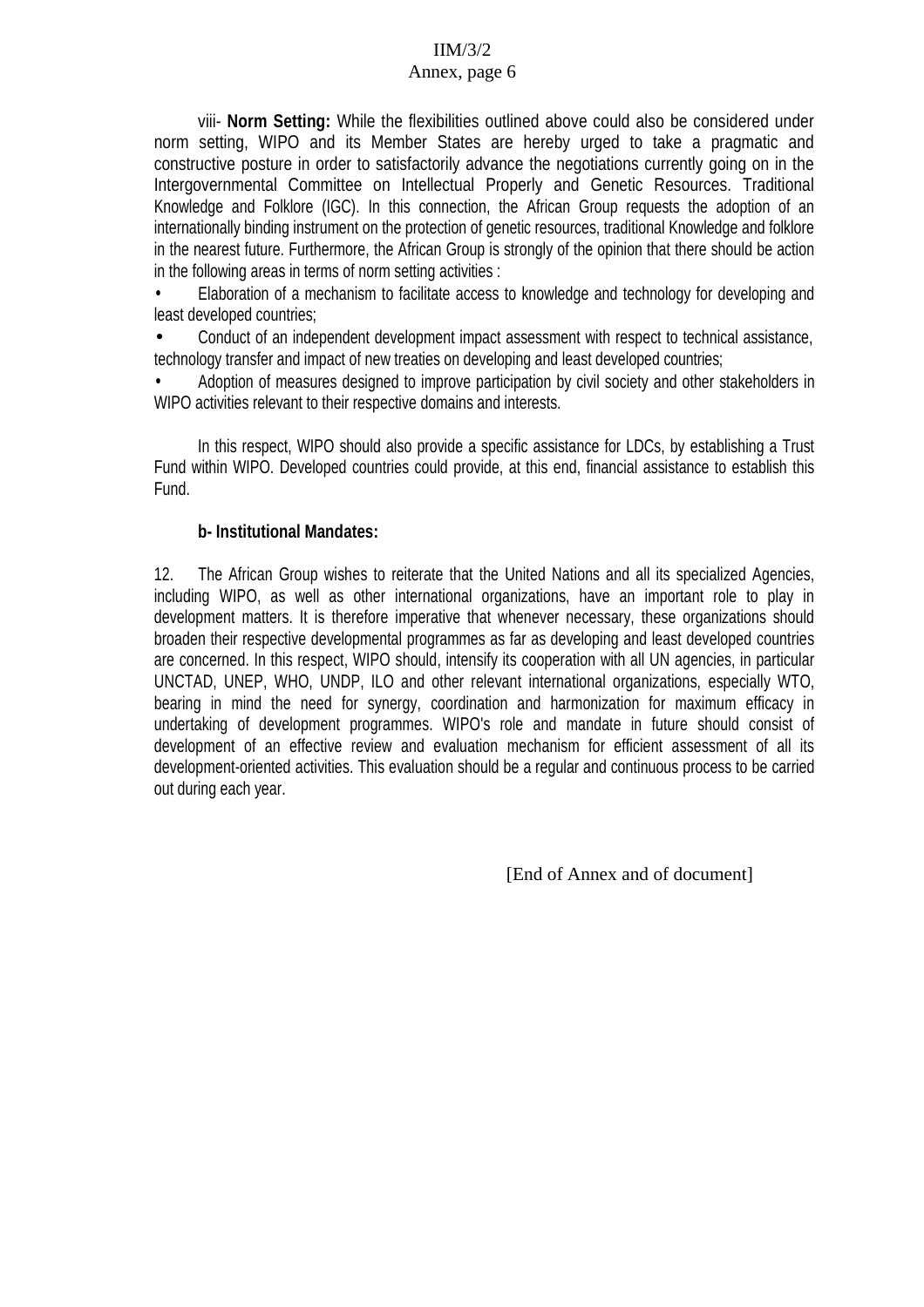viii- **Norm Setting:** While the flexibilities outlined above could also be considered under norm setting, WIPO and its Member States are hereby urged to take a pragmatic and constructive posture in order to satisfactorily advance the negotiations currently going on in the Intergovernmental Committee on Intellectual Properly and Genetic Resources. Traditional Knowledge and Folklore (IGC). In this connection, the African Group requests the adoption of an internationally binding instrument on the protection of genetic resources, traditional Knowledge and folklore in the nearest future. Furthermore, the African Group is strongly of the opinion that there should be action in the following areas in terms of norm setting activities :

- Elaboration of a mechanism to facilitate access to knowledge and technology for developing and least developed countries;
- Conduct of an independent development impact assessment with respect to technical assistance, technology transfer and impact of new treaties on developing and least developed countries;
- Adoption of measures designed to improve participation by civil society and other stakeholders in WIPO activities relevant to their respective domains and interests.

In this respect, WIPO should also provide a specific assistance for LDCs, by establishing a Trust Fund within WIPO. Developed countries could provide, at this end, financial assistance to establish this Fund.

**b- Institutional Mandates:**

12. The African Group wishes to reiterate that the United Nations and all its specialized Agencies, including WIPO, as well as other international organizations, have an important role to play in development matters. It is therefore imperative that whenever necessary, these organizations should broaden their respective developmental programmes as far as developing and least developed countries are concerned. In this respect, WIPO should, intensify its cooperation with all UN agencies, in particular UNCTAD, UNEP, WHO, UNDP, ILO and other relevant international organizations, especially WTO, bearing in mind the need for synergy, coordination and harmonization for maximum efficacy in undertaking of development programmes. WIPO's role and mandate in future should consist of development of an effective review and evaluation mechanism for efficient assessment of all its development-oriented activities. This evaluation should be a regular and continuous process to be carried out during each year.

[End of Annex and of document]